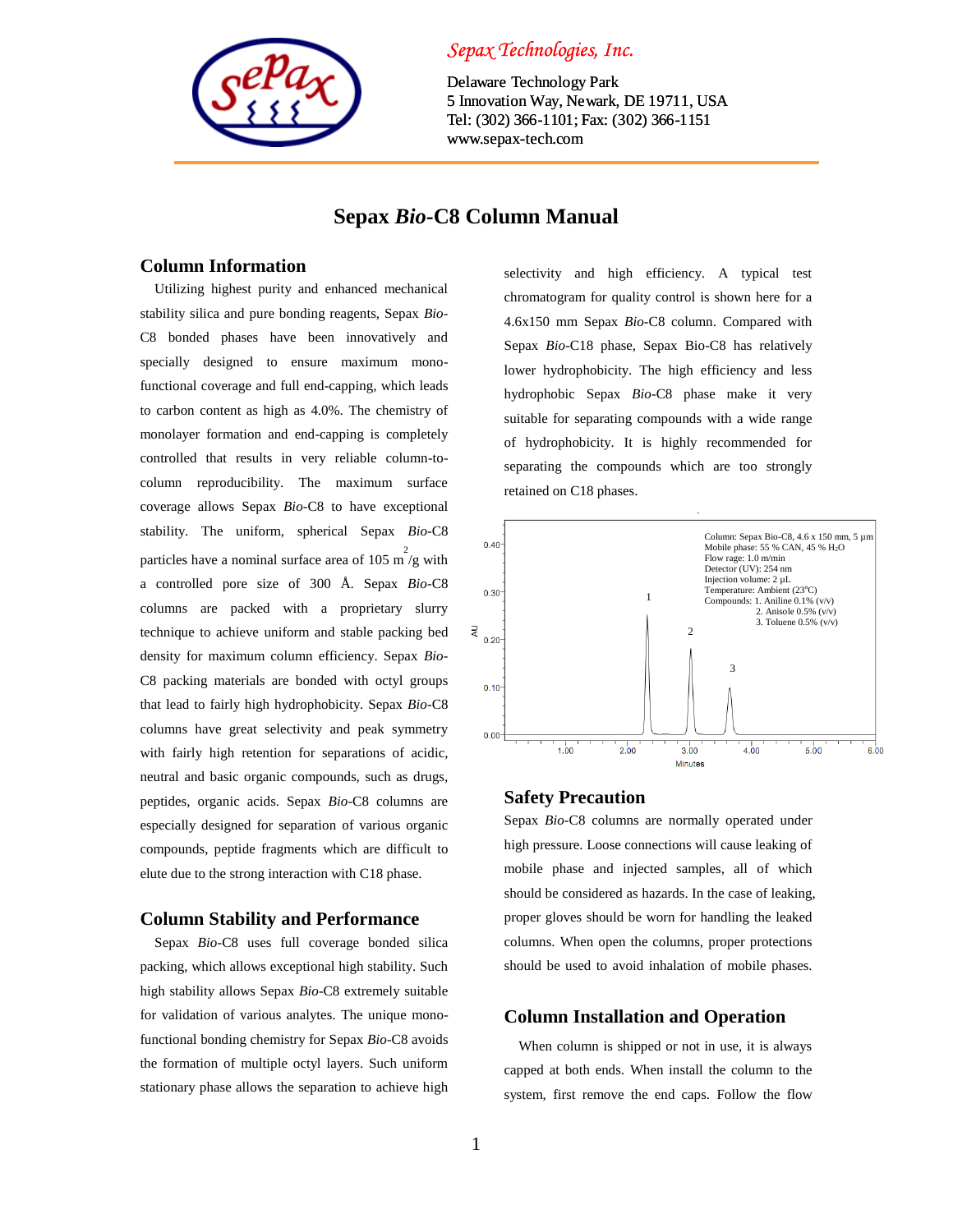*Sepax Technologies, Inc.*

Delaware Technology Park
5 Innovation Way, Newark, DE 19711, USA
Tel: (302) 366-1101; Fax: (302) 366-1151
www.sepax-tech.com

# Sepax *Bio*-C8 Column Manual

## Column Information

Utilizing highest purity and enhanced mechanical stability silica and pure bonding reagents, Sepax *Bio*-C8 bonded phases have been innovatively and specially designed to ensure maximum mono-functional coverage and full end-capping, which leads to carbon content as high as 4.0%. The chemistry of monolayer formation and end-capping is completely controlled that results in very reliable column-to-column reproducibility. The maximum surface coverage allows Sepax *Bio*-C8 to have exceptional stability. The uniform, spherical Sepax *Bio*-C8 particles have a nominal surface area of 105 $m^2/g$ with a controlled pore size of 300 Å. Sepax *Bio*-C8 columns are packed with a proprietary slurry technique to achieve uniform and stable packing bed density for maximum column efficiency. Sepax *Bio*-C8 packing materials are bonded with octyl groups that lead to fairly high hydrophobicity. Sepax *Bio*-C8 columns have great selectivity and peak symmetry with fairly high retention for separations of acidic, neutral and basic organic compounds, such as drugs, peptides, organic acids. Sepax *Bio*-C8 columns are especially designed for separation of various organic compounds, peptide fragments which are difficult to elute due to the strong interaction with C18 phase.

## Column Stability and Performance

Sepax *Bio*-C8 uses full coverage bonded silica packing, which allows exceptional high stability. Such high stability allows Sepax *Bio*-C8 extremely suitable for validation of various analytes. The unique mono-functional bonding chemistry for Sepax *Bio*-C8 avoids the formation of multiple octyl layers. Such uniform stationary phase allows the separation to achieve high selectivity and high efficiency. A typical test chromatogram for quality control is shown here for a 4.6x150 mm Sepax *Bio*-C8 column. Compared with Sepax *Bio*-C18 phase, Sepax Bio-C8 has relatively lower hydrophobicity. The high efficiency and less hydrophobic Sepax *Bio*-C8 phase make it very suitable for separating compounds with a wide range of hydrophobicity. It is highly recommended for separating the compounds which are too strongly retained on C18 phases.

Column: Sepax Bio-C8, 4.6 x 150 mm, 5 µm
Mobile phase: 55 % CAN, 45 % $H_2O$
Flow rage: 1.0 m/min
Detector (UV): 254 nm
Injection volume: 2 µL
Temperature: Ambient (23°C)
Compounds: 1. Aniline 0.1% (v/v)
2. Anisole 0.5% (v/v)
3. Toluene 0.5% (v/v)

## Safety Precaution

Sepax *Bio*-C8 columns are normally operated under high pressure. Loose connections will cause leaking of mobile phase and injected samples, all of which should be considered as hazards. In the case of leaking, proper gloves should be worn for handling the leaked columns. When open the columns, proper protections should be used to avoid inhalation of mobile phases.

## Column Installation and Operation

When column is shipped or not in use, it is always capped at both ends. When install the column to the system, first remove the end caps. Follow the flow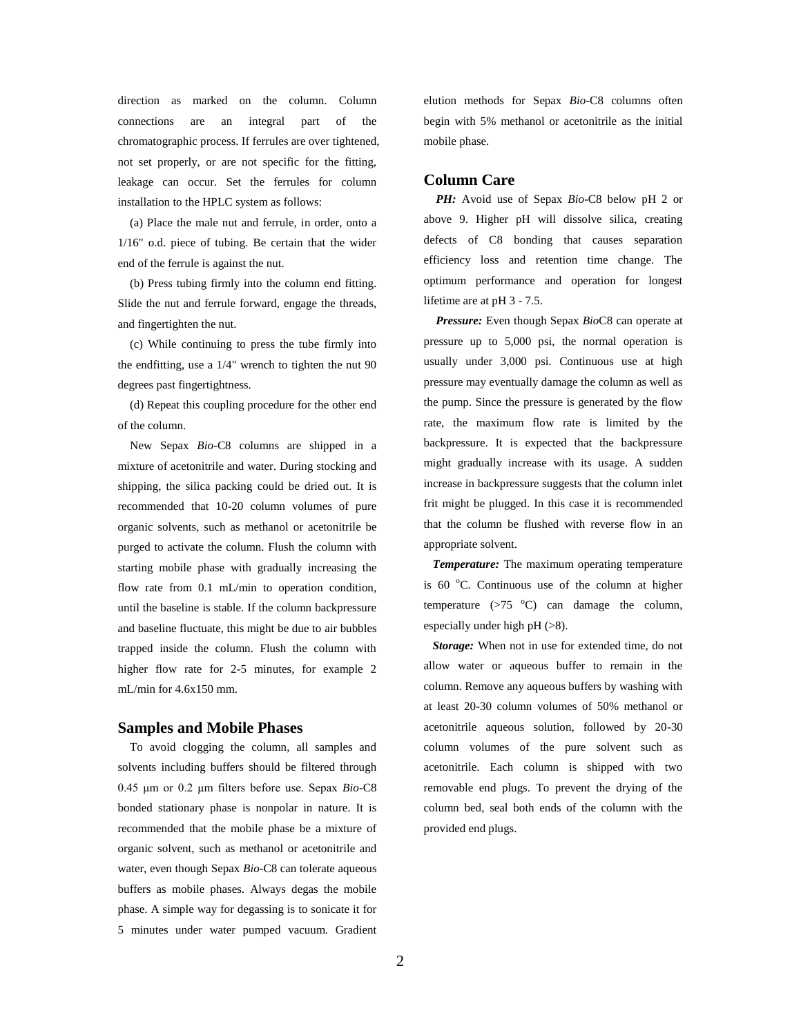direction as marked on the column. Column connections are an integral part of the chromatographic process. If ferrules are over tightened, not set properly, or are not specific for the fitting, leakage can occur. Set the ferrules for column installation to the HPLC system as follows:

(a) Place the male nut and ferrule, in order, onto a 1/16" o.d. piece of tubing. Be certain that the wider end of the ferrule is against the nut.

(b) Press tubing firmly into the column end fitting. Slide the nut and ferrule forward, engage the threads, and fingertighten the nut.

(c) While continuing to press the tube firmly into the endfitting, use a 1/4" wrench to tighten the nut 90 degrees past fingertightness.

(d) Repeat this coupling procedure for the other end of the column.

New Sepax *Bio*-C8 columns are shipped in a mixture of acetonitrile and water. During stocking and shipping, the silica packing could be dried out. It is recommended that 10-20 column volumes of pure organic solvents, such as methanol or acetonitrile be purged to activate the column. Flush the column with starting mobile phase with gradually increasing the flow rate from 0.1 mL/min to operation condition, until the baseline is stable. If the column backpressure and baseline fluctuate, this might be due to air bubbles trapped inside the column. Flush the column with higher flow rate for 2-5 minutes, for example 2 mL/min for 4.6x150 mm.

## Samples and Mobile Phases

To avoid clogging the column, all samples and solvents including buffers should be filtered through 0.45 μm or 0.2 μm filters before use. Sepax *Bio*-C8 bonded stationary phase is nonpolar in nature. It is recommended that the mobile phase be a mixture of organic solvent, such as methanol or acetonitrile and water, even though Sepax *Bio*-C8 can tolerate aqueous buffers as mobile phases. Always degas the mobile phase. A simple way for degassing is to sonicate it for 5 minutes under water pumped vacuum. Gradient elution methods for Sepax *Bio*-C8 columns often begin with 5% methanol or acetonitrile as the initial mobile phase.

## Column Care

***PH:*** Avoid use of Sepax *Bio*-C8 below pH 2 or above 9. Higher pH will dissolve silica, creating defects of C8 bonding that causes separation efficiency loss and retention time change. The optimum performance and operation for longest lifetime are at pH 3 - 7.5.

***Pressure:*** Even though Sepax *Bio*C8 can operate at pressure up to 5,000 psi, the normal operation is usually under 3,000 psi. Continuous use at high pressure may eventually damage the column as well as the pump. Since the pressure is generated by the flow rate, the maximum flow rate is limited by the backpressure. It is expected that the backpressure might gradually increase with its usage. A sudden increase in backpressure suggests that the column inlet frit might be plugged. In this case it is recommended that the column be flushed with reverse flow in an appropriate solvent.

***Temperature:*** The maximum operating temperature is 60 $^{o}$C. Continuous use of the column at higher temperature (>75 $^{o}$C) can damage the column, especially under high pH (>8).

***Storage:*** When not in use for extended time, do not allow water or aqueous buffer to remain in the column. Remove any aqueous buffers by washing with at least 20-30 column volumes of 50% methanol or acetonitrile aqueous solution, followed by 20-30 column volumes of the pure solvent such as acetonitrile. Each column is shipped with two removable end plugs. To prevent the drying of the column bed, seal both ends of the column with the provided end plugs.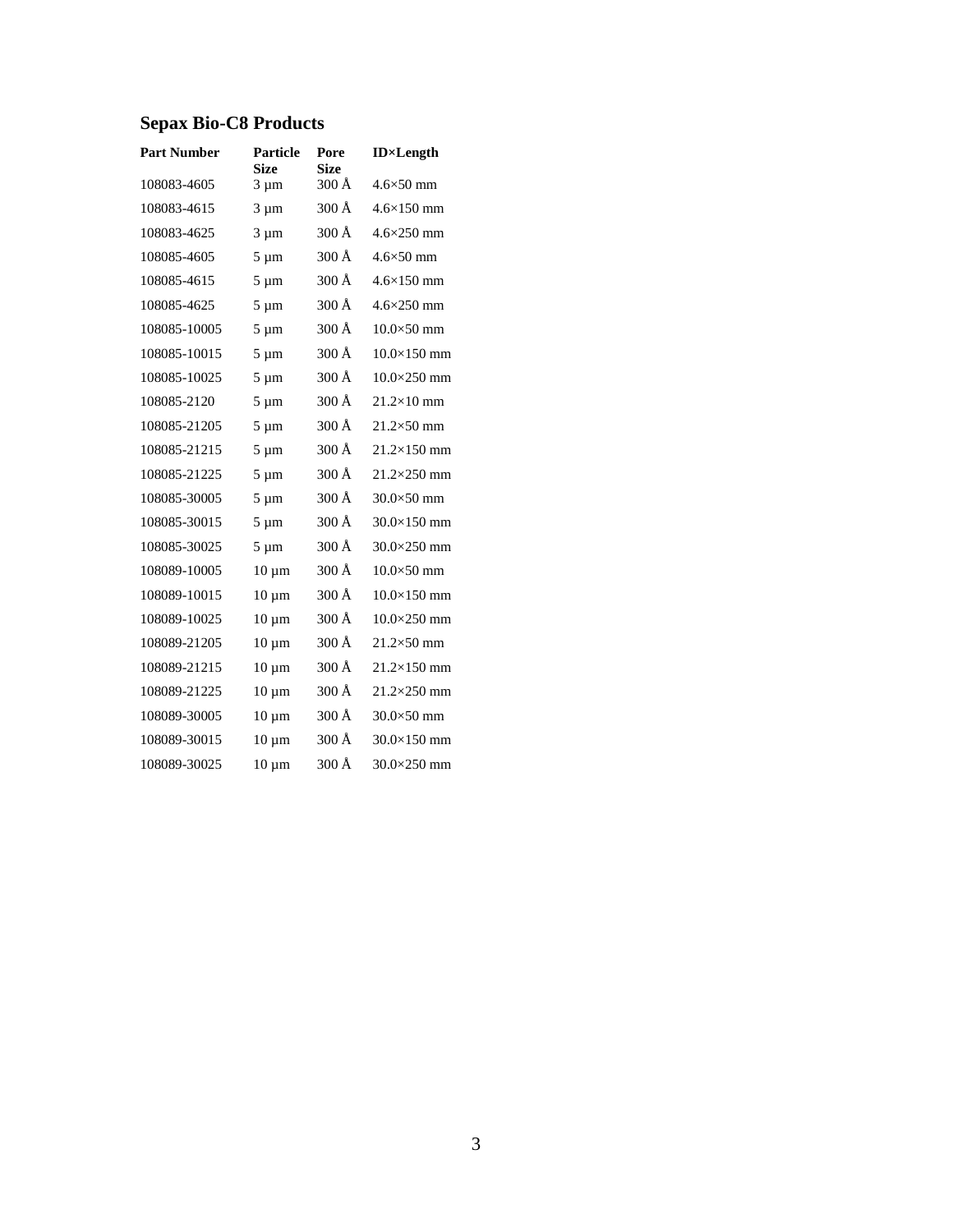## Sepax Bio-C8 Products

| Part Number | Particle Size | Pore Size | ID×Length |
|---|---|---|---|
| 108083-4605 | 3 µm | 300 Å | 4.6×50 mm |
| 108083-4615 | 3 µm | 300 Å | 4.6×150 mm |
| 108083-4625 | 3 µm | 300 Å | 4.6×250 mm |
| 108085-4605 | 5 µm | 300 Å | 4.6×50 mm |
| 108085-4615 | 5 µm | 300 Å | 4.6×150 mm |
| 108085-4625 | 5 µm | 300 Å | 4.6×250 mm |
| 108085-10005 | 5 µm | 300 Å | 10.0×50 mm |
| 108085-10015 | 5 µm | 300 Å | 10.0×150 mm |
| 108085-10025 | 5 µm | 300 Å | 10.0×250 mm |
| 108085-2120 | 5 µm | 300 Å | 21.2×10 mm |
| 108085-21205 | 5 µm | 300 Å | 21.2×50 mm |
| 108085-21215 | 5 µm | 300 Å | 21.2×150 mm |
| 108085-21225 | 5 µm | 300 Å | 21.2×250 mm |
| 108085-30005 | 5 µm | 300 Å | 30.0×50 mm |
| 108085-30015 | 5 µm | 300 Å | 30.0×150 mm |
| 108085-30025 | 5 µm | 300 Å | 30.0×250 mm |
| 108089-10005 | 10 µm | 300 Å | 10.0×50 mm |
| 108089-10015 | 10 µm | 300 Å | 10.0×150 mm |
| 108089-10025 | 10 µm | 300 Å | 10.0×250 mm |
| 108089-21205 | 10 µm | 300 Å | 21.2×50 mm |
| 108089-21215 | 10 µm | 300 Å | 21.2×150 mm |
| 108089-21225 | 10 µm | 300 Å | 21.2×250 mm |
| 108089-30005 | 10 µm | 300 Å | 30.0×50 mm |
| 108089-30015 | 10 µm | 300 Å | 30.0×150 mm |
| 108089-30025 | 10 µm | 300 Å | 30.0×250 mm |